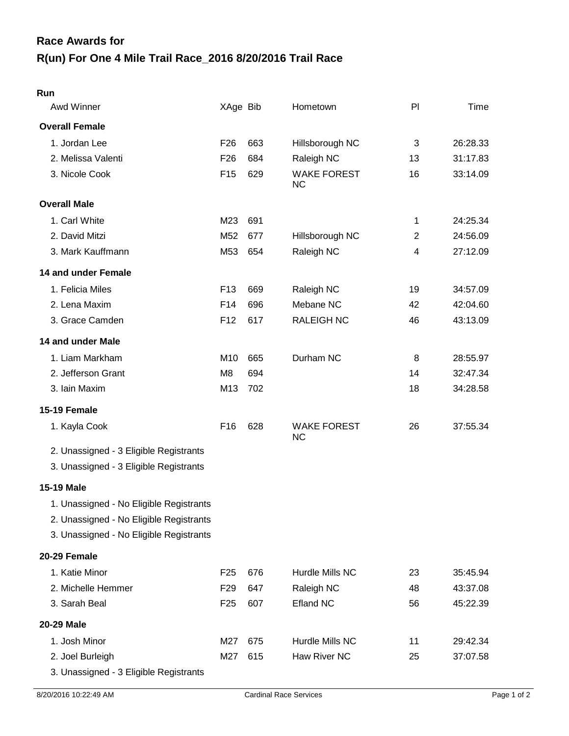# Race Awards for

# R(un) For One 4 Mile Trail Race_2016 8/20/2016 Trail Race

## Run

| Awd Winner | XAge | Bib | Hometown | Pl | Time |
|---|---|---|---|---|---|
| **Overall Female** | | | | | |
| 1. Jordan Lee | F26 | 663 | Hillsborough NC | 3 | 26:28.33 |
| 2. Melissa Valenti | F26 | 684 | Raleigh NC | 13 | 31:17.83 |
| 3. Nicole Cook | F15 | 629 | WAKE FOREST NC | 16 | 33:14.09 |
| **Overall Male** | | | | | |
| 1. Carl White | M23 | 691 | | 1 | 24:25.34 |
| 2. David Mitzi | M52 | 677 | Hillsborough NC | 2 | 24:56.09 |
| 3. Mark Kauffmann | M53 | 654 | Raleigh NC | 4 | 27:12.09 |
| **14 and under Female** | | | | | |
| 1. Felicia Miles | F13 | 669 | Raleigh NC | 19 | 34:57.09 |
| 2. Lena Maxim | F14 | 696 | Mebane NC | 42 | 42:04.60 |
| 3. Grace Camden | F12 | 617 | RALEIGH NC | 46 | 43:13.09 |
| **14 and under Male** | | | | | |
| 1. Liam Markham | M10 | 665 | Durham NC | 8 | 28:55.97 |
| 2. Jefferson Grant | M8 | 694 | | 14 | 32:47.34 |
| 3. Iain Maxim | M13 | 702 | | 18 | 34:28.58 |
| **15-19 Female** | | | | | |
| 1. Kayla Cook | F16 | 628 | WAKE FOREST NC | 26 | 37:55.34 |
| 2. Unassigned - 3 Eligible Registrants | | | | | |
| 3. Unassigned - 3 Eligible Registrants | | | | | |
| **15-19 Male** | | | | | |
| 1. Unassigned - No Eligible Registrants | | | | | |
| 2. Unassigned - No Eligible Registrants | | | | | |
| 3. Unassigned - No Eligible Registrants | | | | | |
| **20-29 Female** | | | | | |
| 1. Katie Minor | F25 | 676 | Hurdle Mills NC | 23 | 35:45.94 |
| 2. Michelle Hemmer | F29 | 647 | Raleigh NC | 48 | 43:37.08 |
| 3. Sarah Beal | F25 | 607 | Efland NC | 56 | 45:22.39 |
| **20-29 Male** | | | | | |
| 1. Josh Minor | M27 | 675 | Hurdle Mills NC | 11 | 29:42.34 |
| 2. Joel Burleigh | M27 | 615 | Haw River NC | 25 | 37:07.58 |
| 3. Unassigned - 3 Eligible Registrants | | | | | |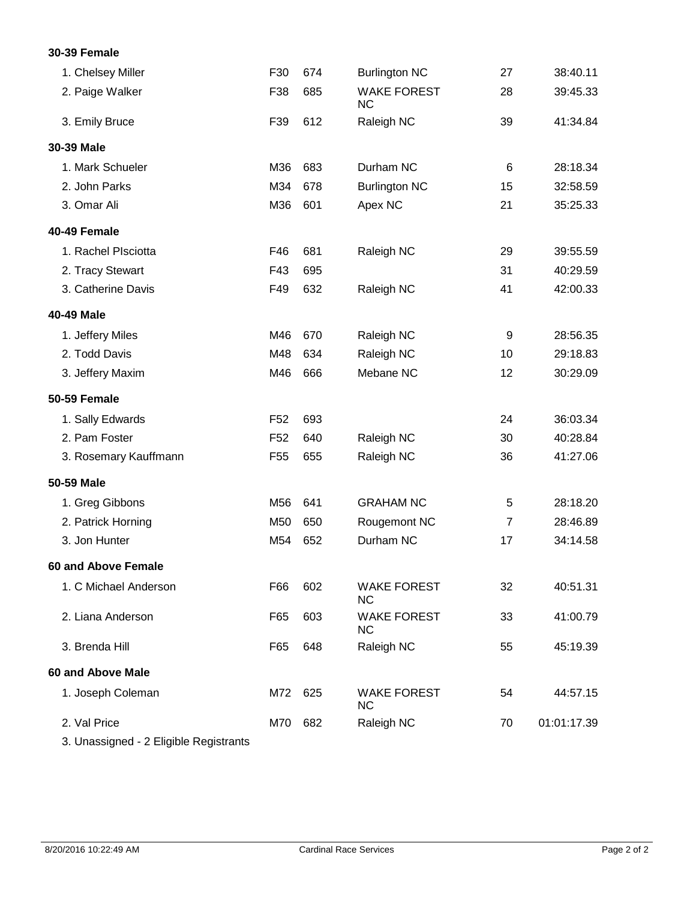**30-39 Female**

| | | | | | |
|---|---|---|---|---|---|
| 1. Chelsey Miller | F30 | 674 | Burlington NC | 27 | 38:40.11 |
| 2. Paige Walker | F38 | 685 | WAKE FOREST NC | 28 | 39:45.33 |
| 3. Emily Bruce | F39 | 612 | Raleigh NC | 39 | 41:34.84 |

**30-39 Male**

| | | | | | |
|---|---|---|---|---|---|
| 1. Mark Schueler | M36 | 683 | Durham NC | 6 | 28:18.34 |
| 2. John Parks | M34 | 678 | Burlington NC | 15 | 32:58.59 |
| 3. Omar Ali | M36 | 601 | Apex NC | 21 | 35:25.33 |

**40-49 Female**

| | | | | | |
|---|---|---|---|---|---|
| 1. Rachel PIsciotta | F46 | 681 | Raleigh NC | 29 | 39:55.59 |
| 2. Tracy Stewart | F43 | 695 | | 31 | 40:29.59 |
| 3. Catherine Davis | F49 | 632 | Raleigh NC | 41 | 42:00.33 |

**40-49 Male**

| | | | | | |
|---|---|---|---|---|---|
| 1. Jeffery Miles | M46 | 670 | Raleigh NC | 9 | 28:56.35 |
| 2. Todd Davis | M48 | 634 | Raleigh NC | 10 | 29:18.83 |
| 3. Jeffery Maxim | M46 | 666 | Mebane NC | 12 | 30:29.09 |

**50-59 Female**

| | | | | | |
|---|---|---|---|---|---|
| 1. Sally Edwards | F52 | 693 | | 24 | 36:03.34 |
| 2. Pam Foster | F52 | 640 | Raleigh NC | 30 | 40:28.84 |
| 3. Rosemary Kauffmann | F55 | 655 | Raleigh NC | 36 | 41:27.06 |

**50-59 Male**

| | | | | | |
|---|---|---|---|---|---|
| 1. Greg Gibbons | M56 | 641 | GRAHAM NC | 5 | 28:18.20 |
| 2. Patrick Horning | M50 | 650 | Rougemont NC | 7 | 28:46.89 |
| 3. Jon Hunter | M54 | 652 | Durham NC | 17 | 34:14.58 |

**60 and Above Female**

| | | | | | |
|---|---|---|---|---|---|
| 1. C Michael Anderson | F66 | 602 | WAKE FOREST NC | 32 | 40:51.31 |
| 2. Liana Anderson | F65 | 603 | WAKE FOREST NC | 33 | 41:00.79 |
| 3. Brenda Hill | F65 | 648 | Raleigh NC | 55 | 45:19.39 |

**60 and Above Male**

| | | | | | |
|---|---|---|---|---|---|
| 1. Joseph Coleman | M72 | 625 | WAKE FOREST NC | 54 | 44:57.15 |
| 2. Val Price | M70 | 682 | Raleigh NC | 70 | 01:01:17.39 |

3. Unassigned - 2 Eligible Registrants

8/20/2016 10:22:49 AM    Cardinal Race Services